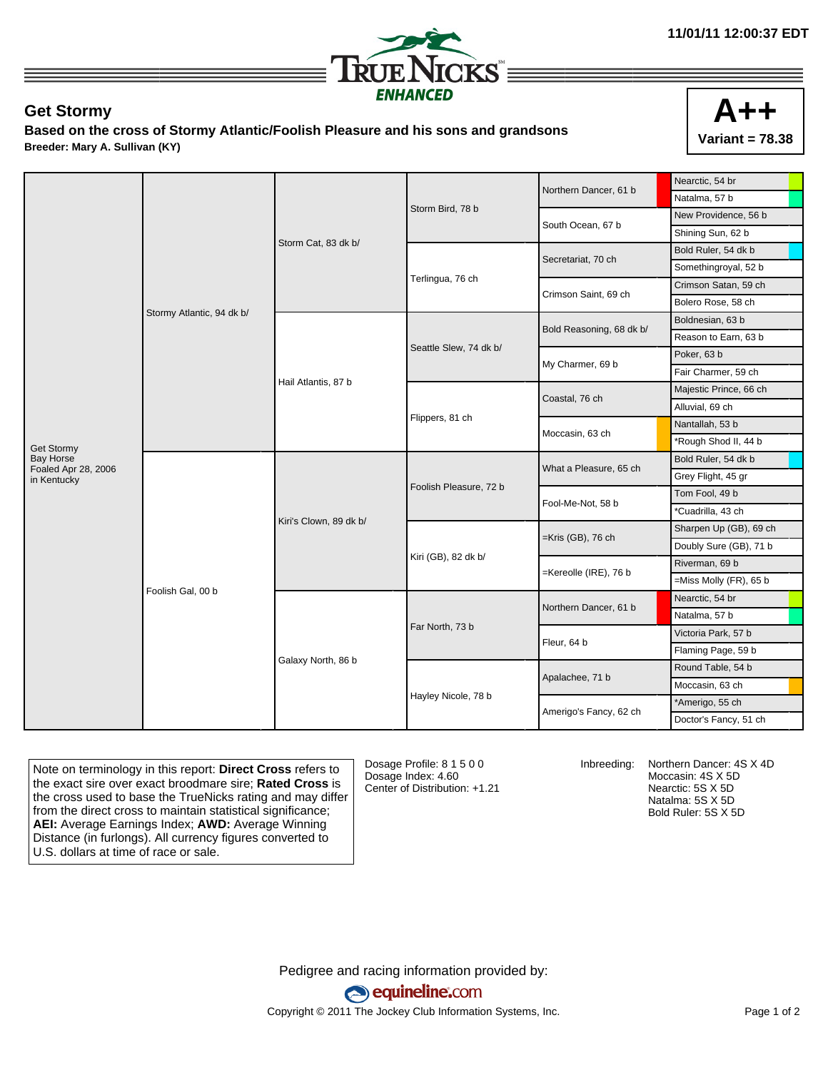11/01/11 12:00:37 EDT

TRUE NICKS ENHANCED

## Get Stormy

**Based on the cross of Stormy Atlantic/Foolish Pleasure and his sons and grandsons**

**Breeder: Mary A. Sullivan (KY)**

**A++**
**Variant = 78.38**

| Horse | Parents | Grandparents | Great-Grandparents | 4th Generation | 5th Generation |
|---|---|---|---|---|---|
| Get Stormy Bay Horse Foaled Apr 28, 2006 in Kentucky | Stormy Atlantic, 94 dk b/ | Storm Cat, 83 dk b/ | Storm Bird, 78 b | Northern Dancer, 61 b | Nearctic, 54 br |
| | | | | | Natalma, 57 b |
| | | | | South Ocean, 67 b | New Providence, 56 b |
| | | | | | Shining Sun, 62 b |
| | | | Terlingua, 76 ch | Secretariat, 70 ch | Bold Ruler, 54 dk b |
| | | | | | Somethingroyal, 52 b |
| | | | | Crimson Saint, 69 ch | Crimson Satan, 59 ch |
| | | | | | Bolero Rose, 58 ch |
| | | Hail Atlantis, 87 b | Seattle Slew, 74 dk b/ | Bold Reasoning, 68 dk b/ | Boldnesian, 63 b |
| | | | | | Reason to Earn, 63 b |
| | | | | My Charmer, 69 b | Poker, 63 b |
| | | | | | Fair Charmer, 59 ch |
| | | | Flippers, 81 ch | Coastal, 76 ch | Majestic Prince, 66 ch |
| | | | | | Alluvial, 69 ch |
| | | | | Moccasin, 63 ch | Nantallah, 53 b |
| | | | | | *Rough Shod II, 44 b |
| | Foolish Gal, 00 b | Kiri's Clown, 89 dk b/ | Foolish Pleasure, 72 b | What a Pleasure, 65 ch | Bold Ruler, 54 dk b |
| | | | | | Grey Flight, 45 gr |
| | | | | Fool-Me-Not, 58 b | Tom Fool, 49 b |
| | | | | | *Cuadrilla, 43 ch |
| | | | Kiri (GB), 82 dk b/ | =Kris (GB), 76 ch | Sharpen Up (GB), 69 ch |
| | | | | | Doubly Sure (GB), 71 b |
| | | | | =Kereolle (IRE), 76 b | Riverman, 69 b |
| | | | | | =Miss Molly (FR), 65 b |
| | | Galaxy North, 86 b | Far North, 73 b | Northern Dancer, 61 b | Nearctic, 54 br |
| | | | | | Natalma, 57 b |
| | | | | Fleur, 64 b | Victoria Park, 57 b |
| | | | | | Flaming Page, 59 b |
| | | | Hayley Nicole, 78 b | Apalachee, 71 b | Round Table, 54 b |
| | | | | | Moccasin, 63 ch |
| | | | | Amerigo's Fancy, 62 ch | *Amerigo, 55 ch |
| | | | | | Doctor's Fancy, 51 ch |

Note on terminology in this report: **Direct Cross** refers to the exact sire over exact broodmare sire; **Rated Cross** is the cross used to base the TrueNicks rating and may differ from the direct cross to maintain statistical significance; **AEI:** Average Earnings Index; **AWD:** Average Winning Distance (in furlongs). All currency figures converted to U.S. dollars at time of race or sale.

Dosage Profile: 8 1 5 0 0
Dosage Index: 4.60
Center of Distribution: +1.21

Inbreeding:
Northern Dancer: 4S X 4D
Moccasin: 4S X 5D
Nearctic: 5S X 5D
Natalma: 5S X 5D
Bold Ruler: 5S X 5D

Pedigree and racing information provided by:
equineline.com
Copyright © 2011 The Jockey Club Information Systems, Inc.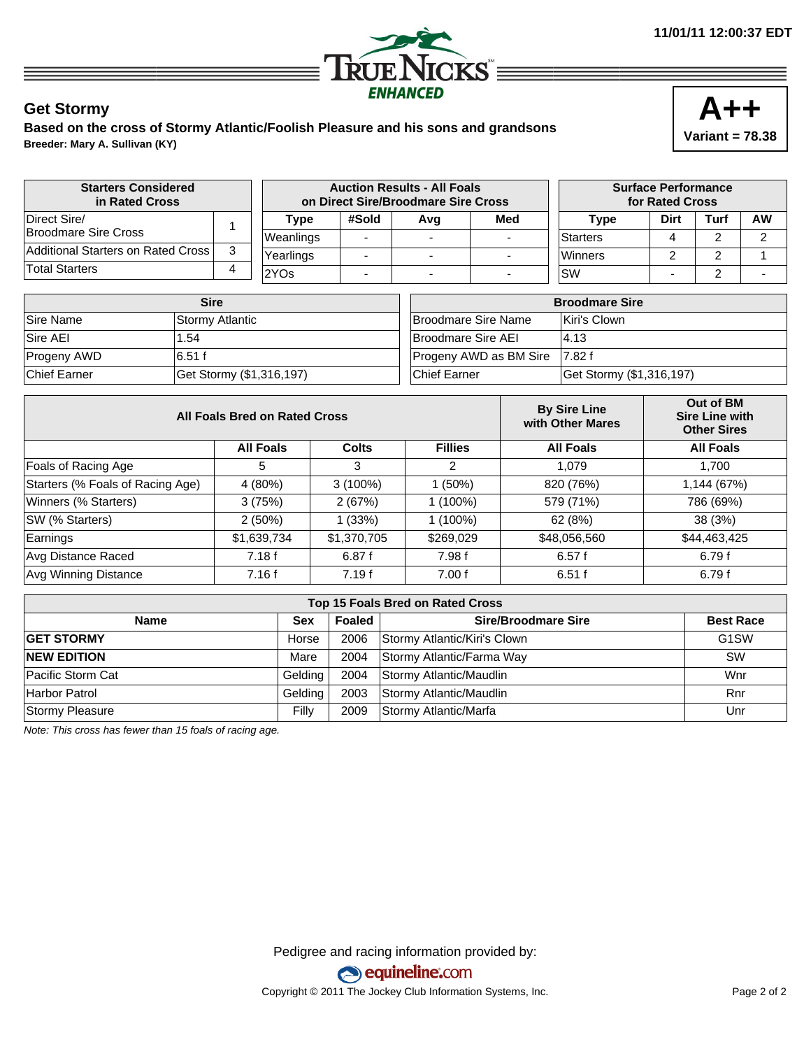11/01/11 12:00:37 EDT

TRUE NICKS ENHANCED

## Get Stormy

**Based on the cross of Stormy Atlantic/Foolish Pleasure and his sons and grandsons**

**Breeder: Mary A. Sullivan (KY)**

**A++**
**Variant = 78.38**

| Starters Considered in Rated Cross | |
|---|---|
| Direct Sire/ Broodmare Sire Cross | 1 |
| Additional Starters on Rated Cross | 3 |
| Total Starters | 4 |

| Auction Results - All Foals on Direct Sire/Broodmare Sire Cross | | | |
|---|---|---|---|
| Type | #Sold | Avg | Med |
| Weanlings | - | - | - |
| Yearlings | - | - | - |
| 2YOs | - | - | - |

| Surface Performance for Rated Cross | | | |
|---|---|---|---|
| Type | Dirt | Turf | AW |
| Starters | 4 | 2 | 2 |
| Winners | 2 | 2 | 1 |
| SW | - | 2 | - |

| Sire | |
|---|---|
| Sire Name | Stormy Atlantic |
| Sire AEI | 1.54 |
| Progeny AWD | 6.51 f |
| Chief Earner | Get Stormy ($1,316,197) |

| Broodmare Sire | |
|---|---|
| Broodmare Sire Name | Kiri's Clown |
| Broodmare Sire AEI | 4.13 |
| Progeny AWD as BM Sire | 7.82 f |
| Chief Earner | Get Stormy ($1,316,197) |

| All Foals Bred on Rated Cross | | | | By Sire Line with Other Mares | Out of BM Sire Line with Other Sires |
|---|---|---|---|---|---|
| | All Foals | Colts | Fillies | All Foals | All Foals |
| Foals of Racing Age | 5 | 3 | 2 | 1,079 | 1,700 |
| Starters (% Foals of Racing Age) | 4 (80%) | 3 (100%) | 1 (50%) | 820 (76%) | 1,144 (67%) |
| Winners (% Starters) | 3 (75%) | 2 (67%) | 1 (100%) | 579 (71%) | 786 (69%) |
| SW (% Starters) | 2 (50%) | 1 (33%) | 1 (100%) | 62 (8%) | 38 (3%) |
| Earnings | $1,639,734 | $1,370,705 | $269,029 | $48,056,560 | $44,463,425 |
| Avg Distance Raced | 7.18 f | 6.87 f | 7.98 f | 6.57 f | 6.79 f |
| Avg Winning Distance | 7.16 f | 7.19 f | 7.00 f | 6.51 f | 6.79 f |

| Top 15 Foals Bred on Rated Cross | | | | |
|---|---|---|---|---|
| Name | Sex | Foaled | Sire/Broodmare Sire | Best Race |
| **GET STORMY** | Horse | 2006 | Stormy Atlantic/Kiri's Clown | G1SW |
| **NEW EDITION** | Mare | 2004 | Stormy Atlantic/Farma Way | SW |
| Pacific Storm Cat | Gelding | 2004 | Stormy Atlantic/Maudlin | Wnr |
| Harbor Patrol | Gelding | 2003 | Stormy Atlantic/Maudlin | Rnr |
| Stormy Pleasure | Filly | 2009 | Stormy Atlantic/Marfa | Unr |

*Note: This cross has fewer than 15 foals of racing age.*

Pedigree and racing information provided by:

equineline.com

Copyright © 2011 The Jockey Club Information Systems, Inc.